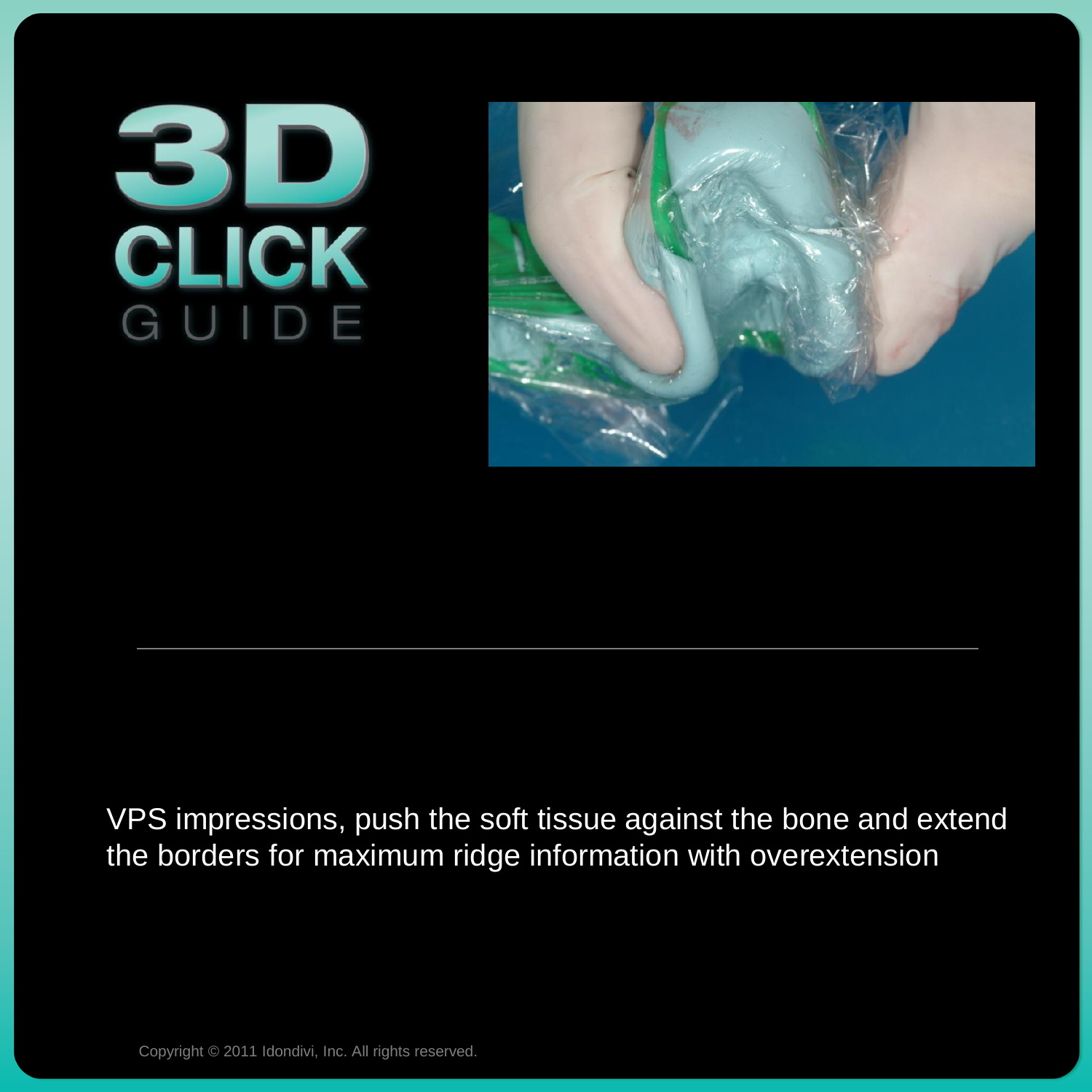# 3D CLICK GUIDE

VPS impressions, push the soft tissue against the bone and extend the borders for maximum ridge information with overextension

Copyright © 2011 Idondivi, Inc. All rights reserved.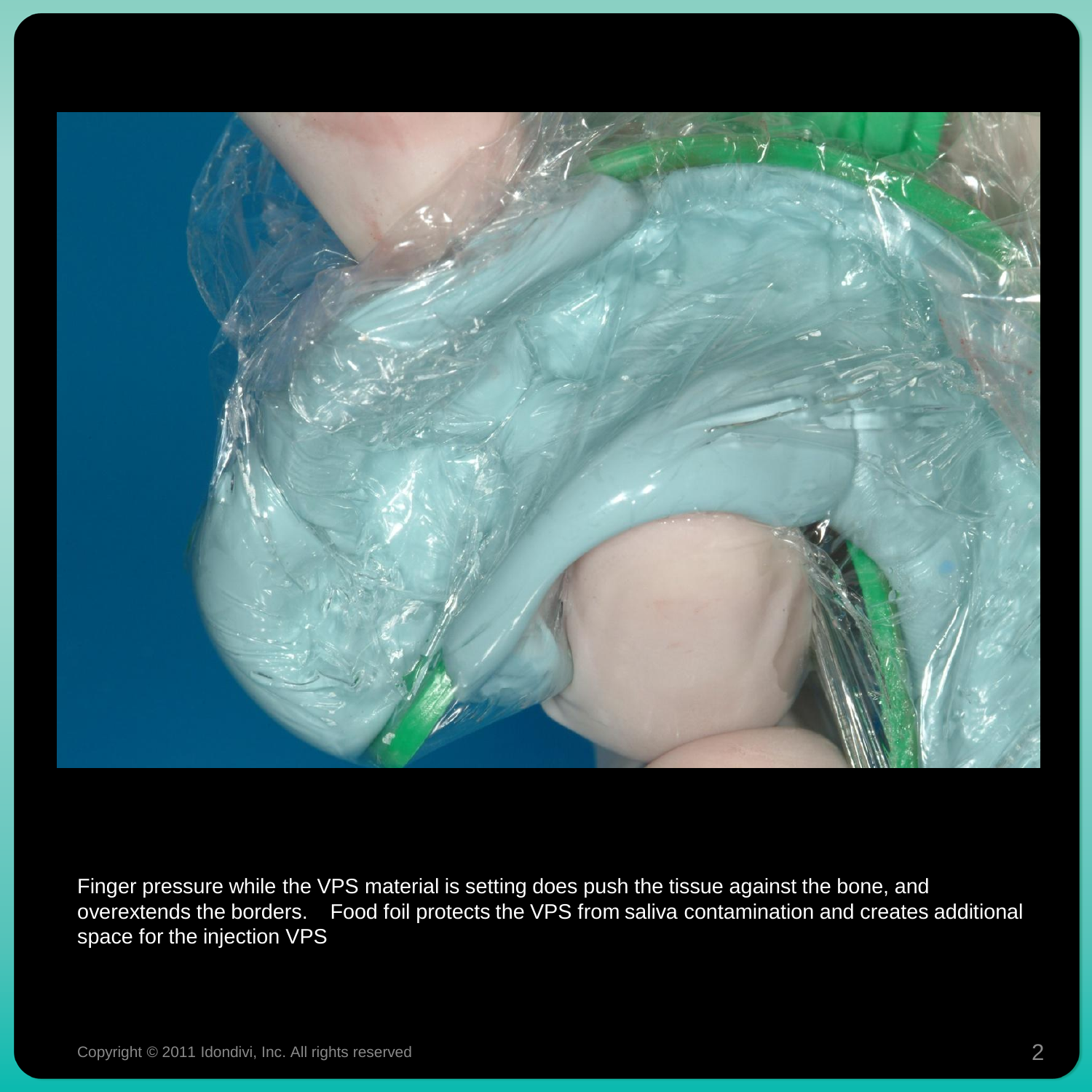Finger pressure while the VPS material is setting does push the tissue against the bone, and overextends the borders.    Food foil protects the VPS from saliva contamination and creates additional space for the injection VPS

Copyright © 2011 Idondivi, Inc. All rights reserved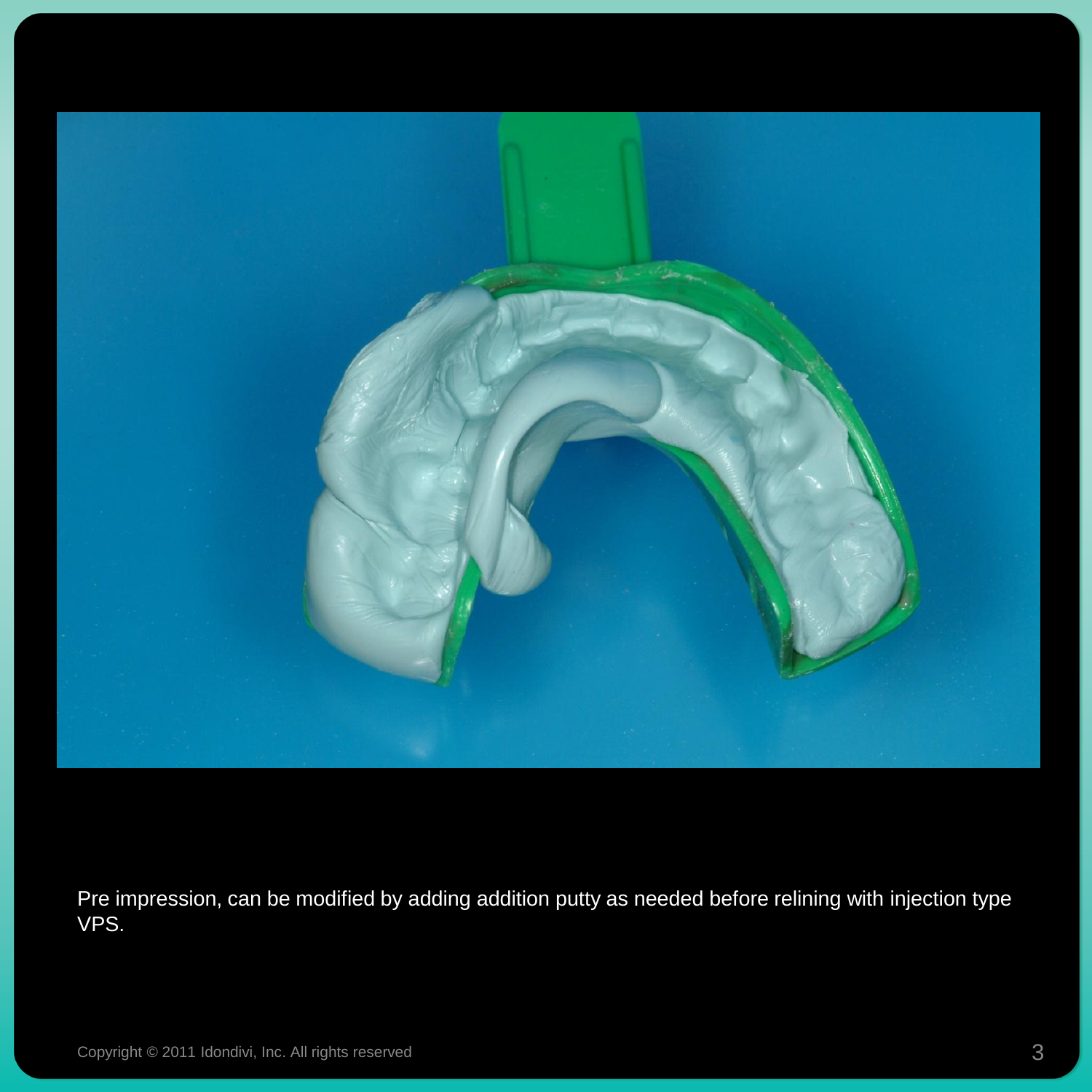Pre impression, can be modified by adding addition putty as needed before relining with injection type VPS.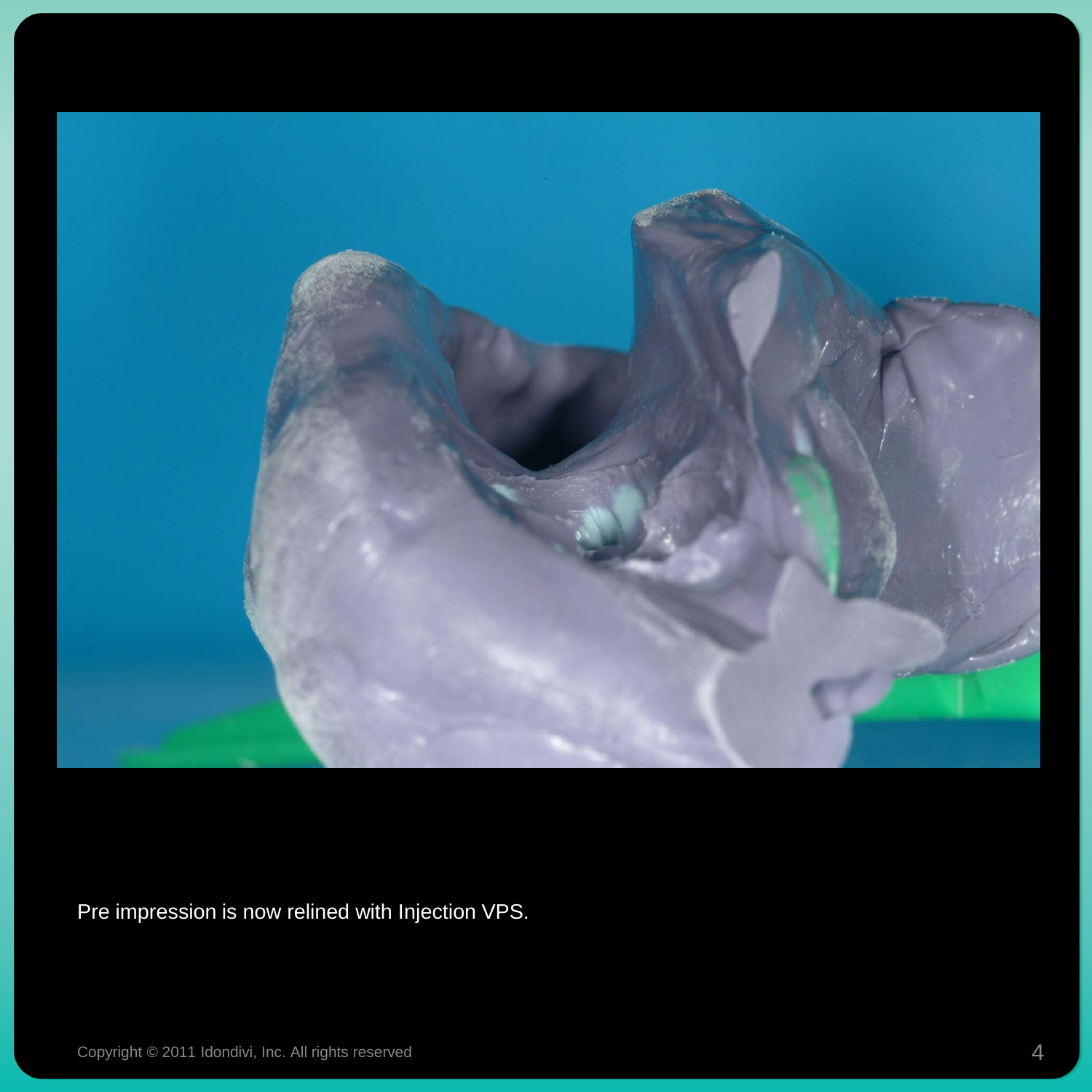Pre impression is now relined with Injection VPS.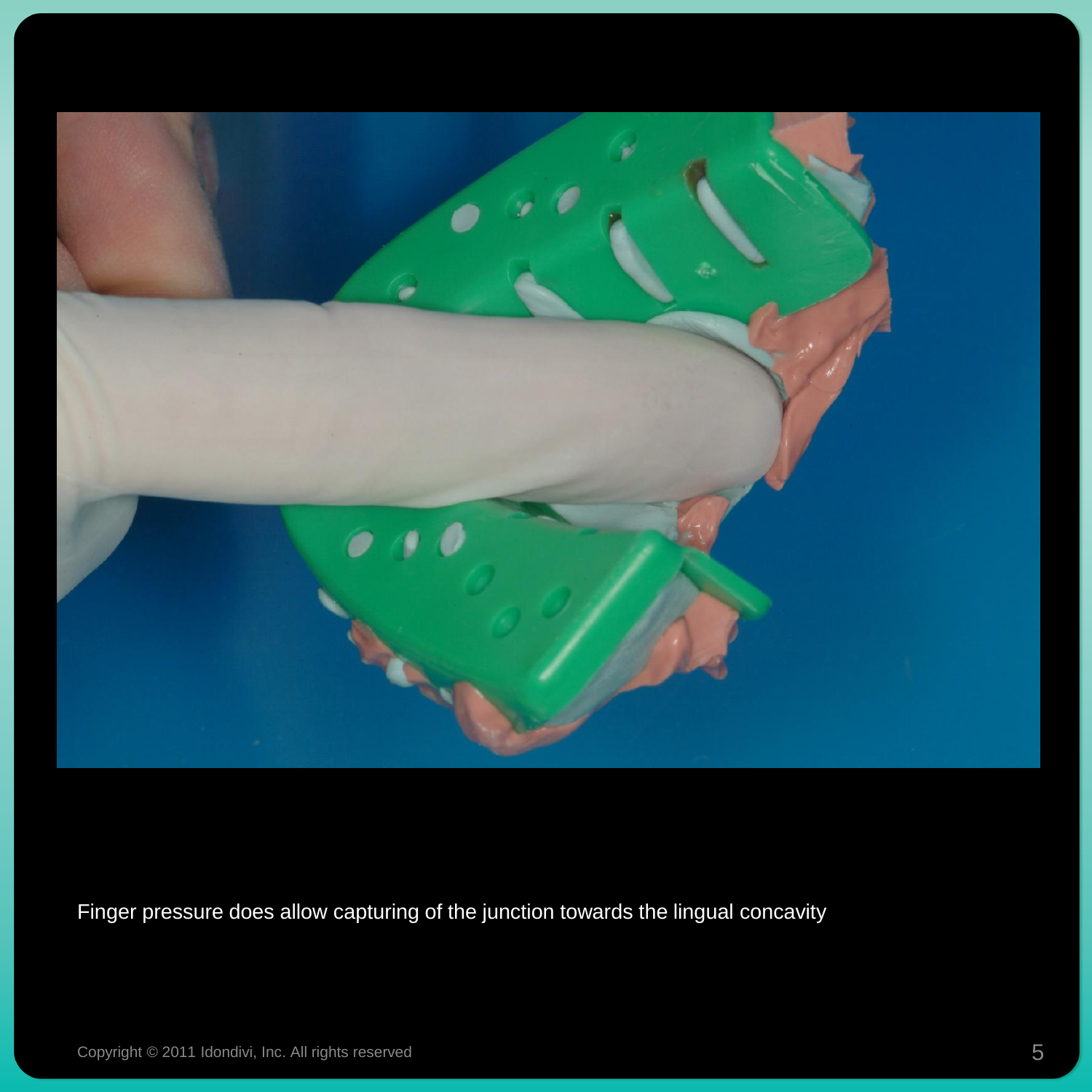Finger pressure does allow capturing of the junction towards the lingual concavity

Copyright © 2011 Idondivi, Inc. All rights reserved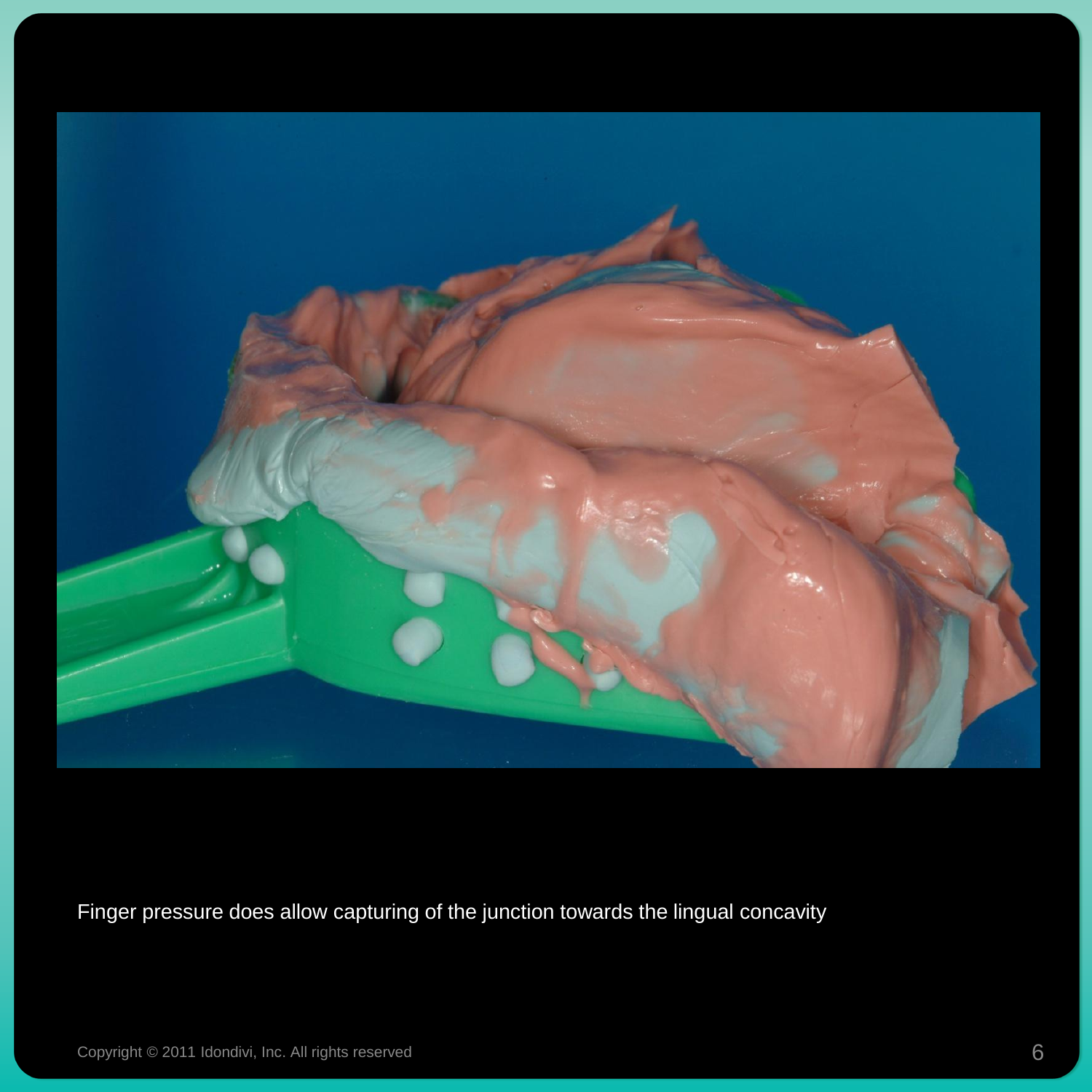Finger pressure does allow capturing of the junction towards the lingual concavity

Copyright © 2011 Idondivi, Inc. All rights reserved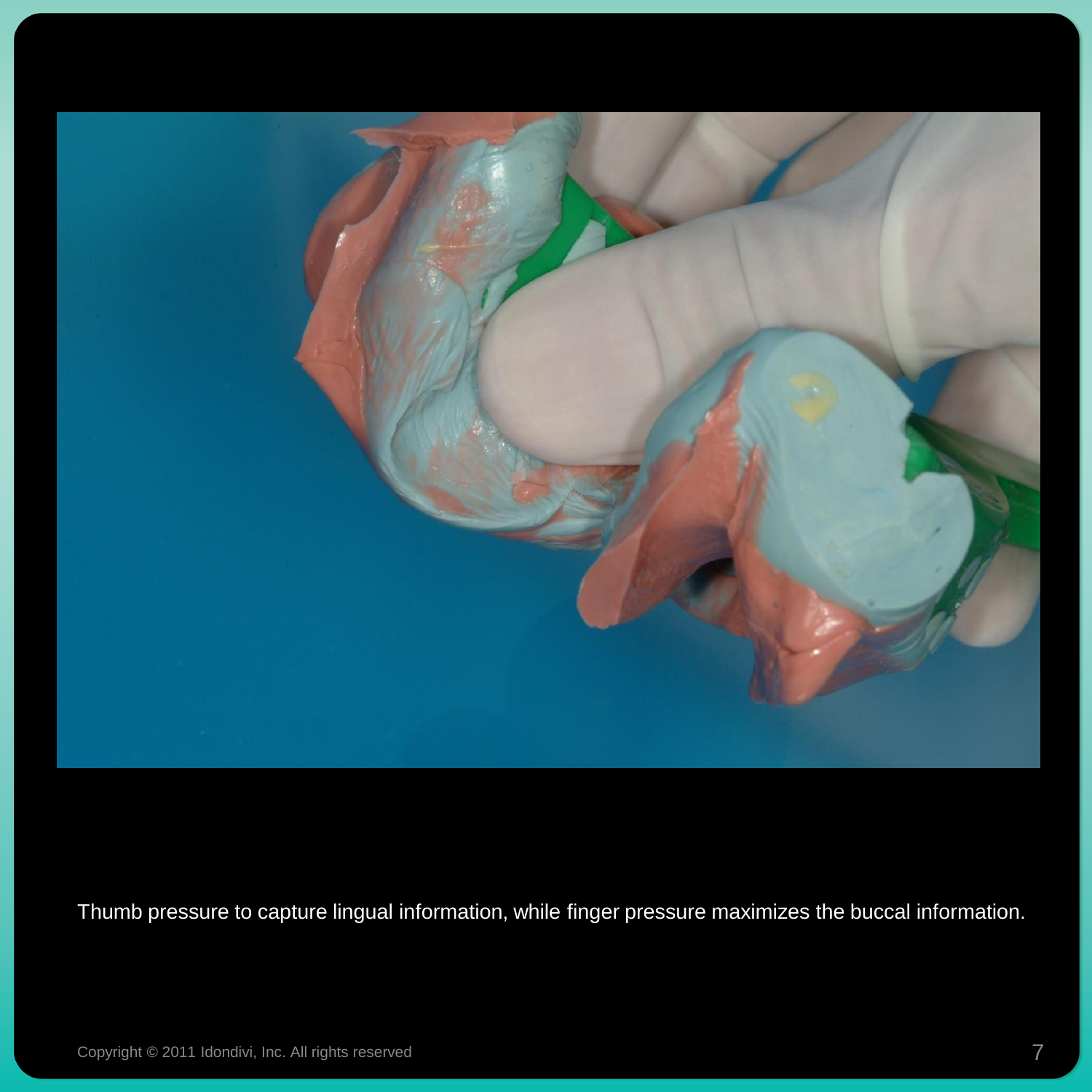Thumb pressure to capture lingual information, while finger pressure maximizes the buccal information.

Copyright © 2011 Idondivi, Inc. All rights reserved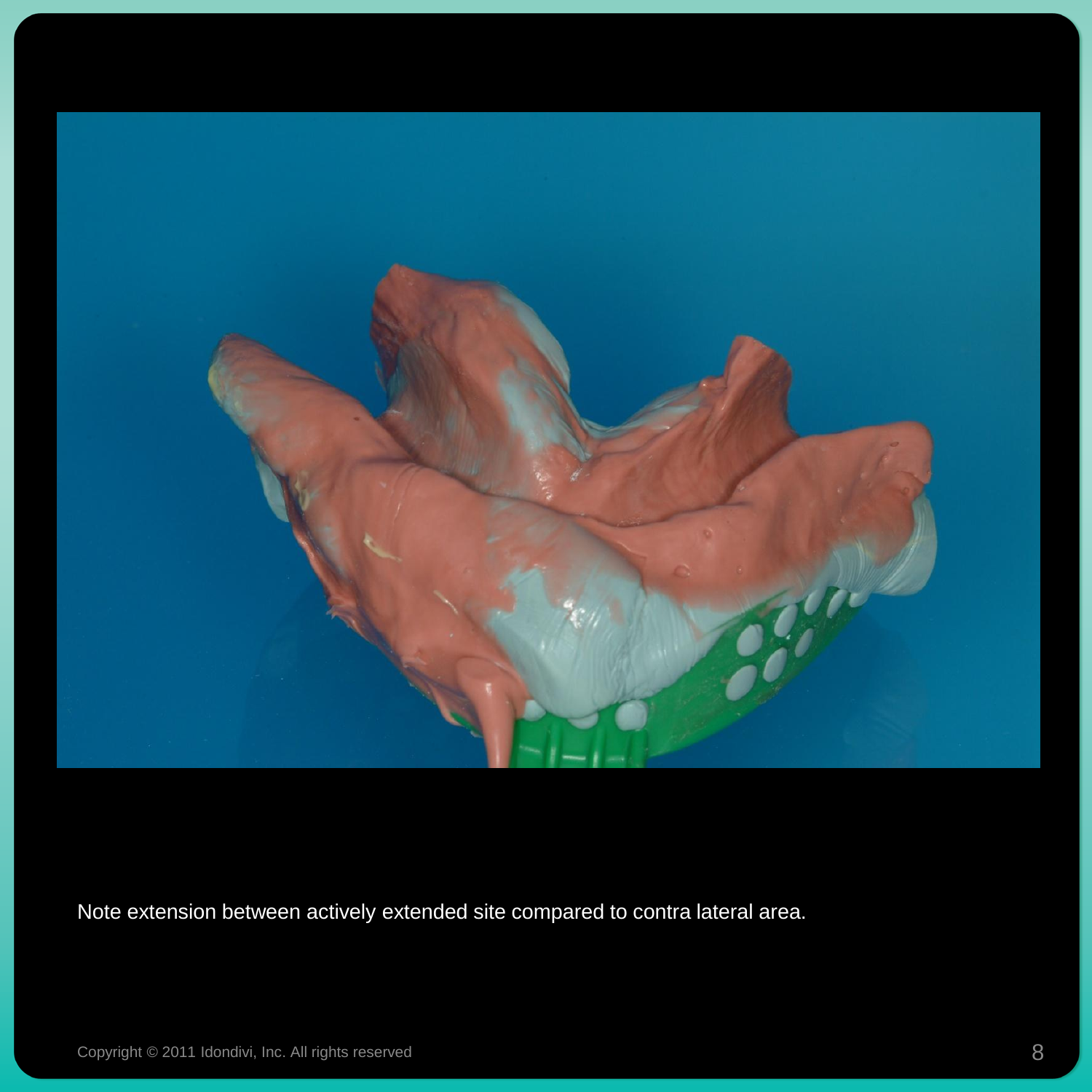Note extension between actively extended site compared to contra lateral area.

Copyright © 2011 Idondivi, Inc. All rights reserved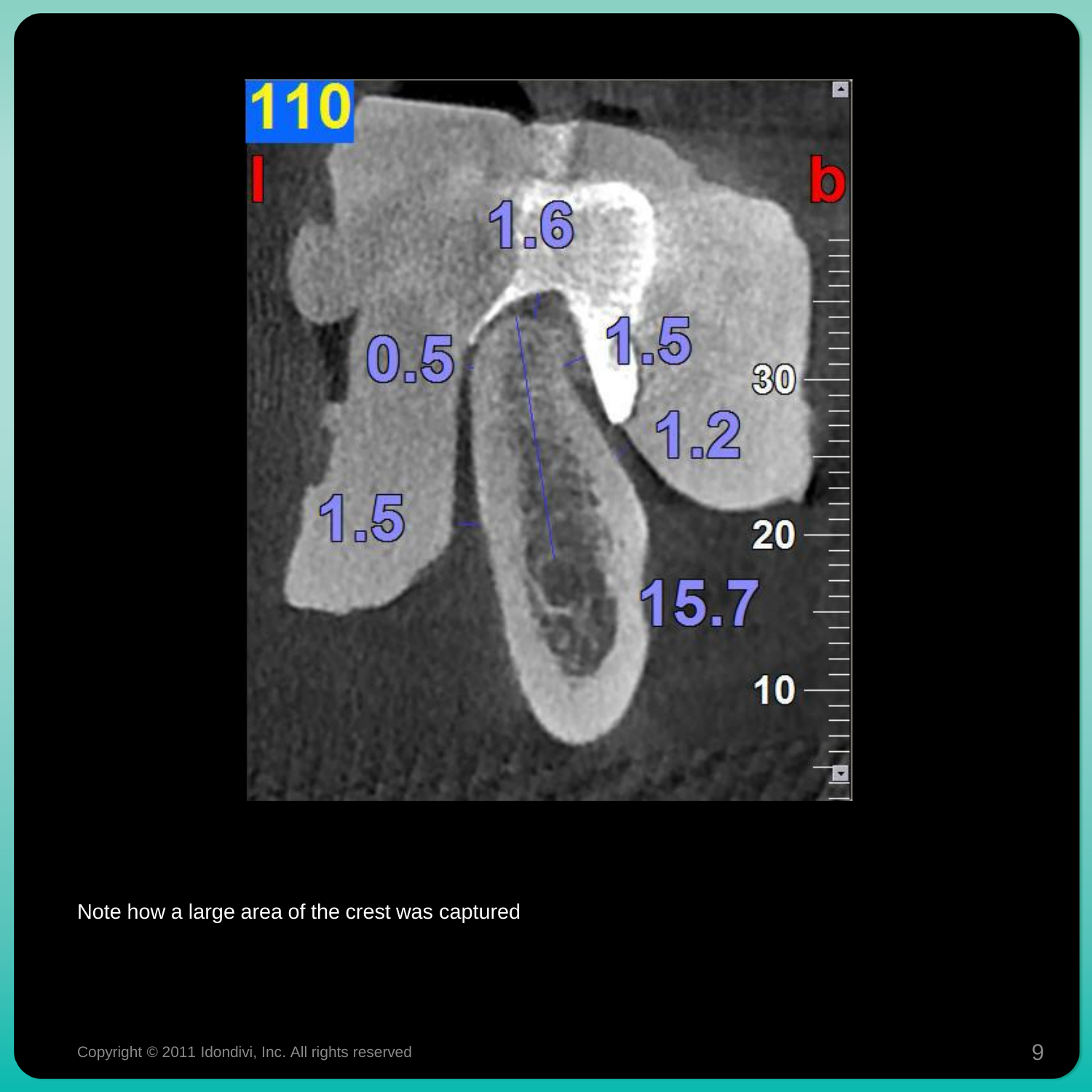110

l

b

1.6

0.5

1.5

1.2

1.5

15.7

30

20

10

Note how a large area of the crest was captured

Copyright © 2011 Idondivi, Inc. All rights reserved